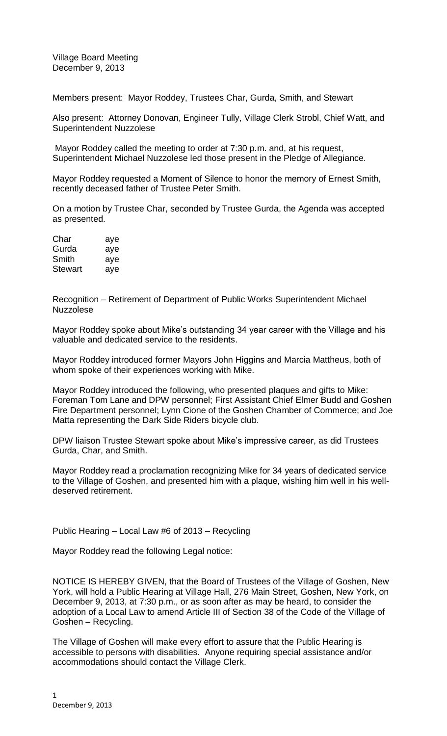Village Board Meeting
December 9, 2013

Members present: Mayor Roddey, Trustees Char, Gurda, Smith, and Stewart

Also present: Attorney Donovan, Engineer Tully, Village Clerk Strobl, Chief Watt, and Superintendent Nuzzolese

Mayor Roddey called the meeting to order at 7:30 p.m. and, at his request, Superintendent Michael Nuzzolese led those present in the Pledge of Allegiance.

Mayor Roddey requested a Moment of Silence to honor the memory of Ernest Smith, recently deceased father of Trustee Peter Smith.

On a motion by Trustee Char, seconded by Trustee Gurda, the Agenda was accepted as presented.

| | |
|---|---|
| Char | aye |
| Gurda | aye |
| Smith | aye |
| Stewart | aye |

Recognition – Retirement of Department of Public Works Superintendent Michael Nuzzolese

Mayor Roddey spoke about Mike's outstanding 34 year career with the Village and his valuable and dedicated service to the residents.

Mayor Roddey introduced former Mayors John Higgins and Marcia Mattheus, both of whom spoke of their experiences working with Mike.

Mayor Roddey introduced the following, who presented plaques and gifts to Mike: Foreman Tom Lane and DPW personnel; First Assistant Chief Elmer Budd and Goshen Fire Department personnel; Lynn Cione of the Goshen Chamber of Commerce; and Joe Matta representing the Dark Side Riders bicycle club.

DPW liaison Trustee Stewart spoke about Mike's impressive career, as did Trustees Gurda, Char, and Smith.

Mayor Roddey read a proclamation recognizing Mike for 34 years of dedicated service to the Village of Goshen, and presented him with a plaque, wishing him well in his well-deserved retirement.

Public Hearing – Local Law #6 of 2013 – Recycling

Mayor Roddey read the following Legal notice:

NOTICE IS HEREBY GIVEN, that the Board of Trustees of the Village of Goshen, New York, will hold a Public Hearing at Village Hall, 276 Main Street, Goshen, New York, on December 9, 2013, at 7:30 p.m., or as soon after as may be heard, to consider the adoption of a Local Law to amend Article III of Section 38 of the Code of the Village of Goshen – Recycling.

The Village of Goshen will make every effort to assure that the Public Hearing is accessible to persons with disabilities. Anyone requiring special assistance and/or accommodations should contact the Village Clerk.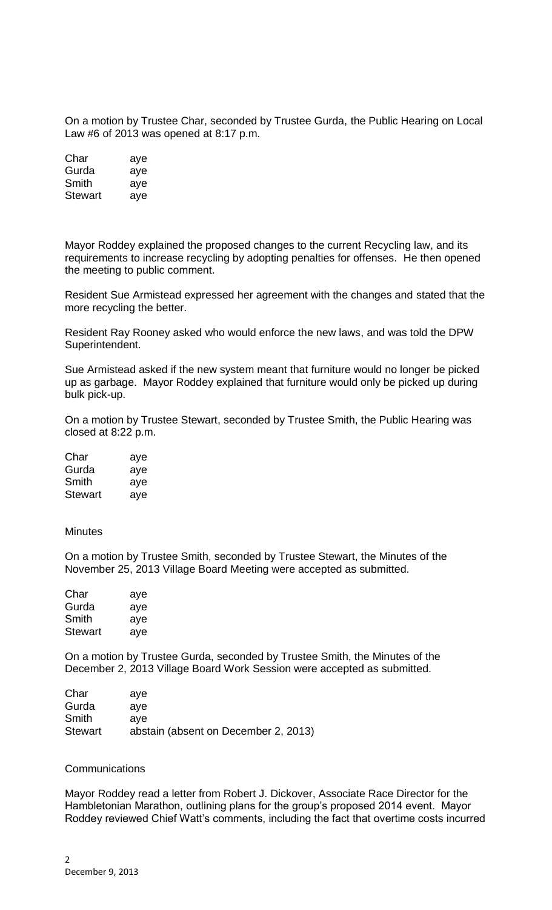On a motion by Trustee Char, seconded by Trustee Gurda, the Public Hearing on Local Law #6 of 2013 was opened at 8:17 p.m.

| | |
|---|---|
| Char | aye |
| Gurda | aye |
| Smith | aye |
| Stewart | aye |

Mayor Roddey explained the proposed changes to the current Recycling law, and its requirements to increase recycling by adopting penalties for offenses. He then opened the meeting to public comment.

Resident Sue Armistead expressed her agreement with the changes and stated that the more recycling the better.

Resident Ray Rooney asked who would enforce the new laws, and was told the DPW Superintendent.

Sue Armistead asked if the new system meant that furniture would no longer be picked up as garbage. Mayor Roddey explained that furniture would only be picked up during bulk pick-up.

On a motion by Trustee Stewart, seconded by Trustee Smith, the Public Hearing was closed at 8:22 p.m.

| | |
|---|---|
| Char | aye |
| Gurda | aye |
| Smith | aye |
| Stewart | aye |

Minutes

On a motion by Trustee Smith, seconded by Trustee Stewart, the Minutes of the November 25, 2013 Village Board Meeting were accepted as submitted.

| | |
|---|---|
| Char | aye |
| Gurda | aye |
| Smith | aye |
| Stewart | aye |

On a motion by Trustee Gurda, seconded by Trustee Smith, the Minutes of the December 2, 2013 Village Board Work Session were accepted as submitted.

| | |
|---|---|
| Char | aye |
| Gurda | aye |
| Smith | aye |
| Stewart | abstain (absent on December 2, 2013) |

Communications

Mayor Roddey read a letter from Robert J. Dickover, Associate Race Director for the Hambletonian Marathon, outlining plans for the group's proposed 2014 event. Mayor Roddey reviewed Chief Watt's comments, including the fact that overtime costs incurred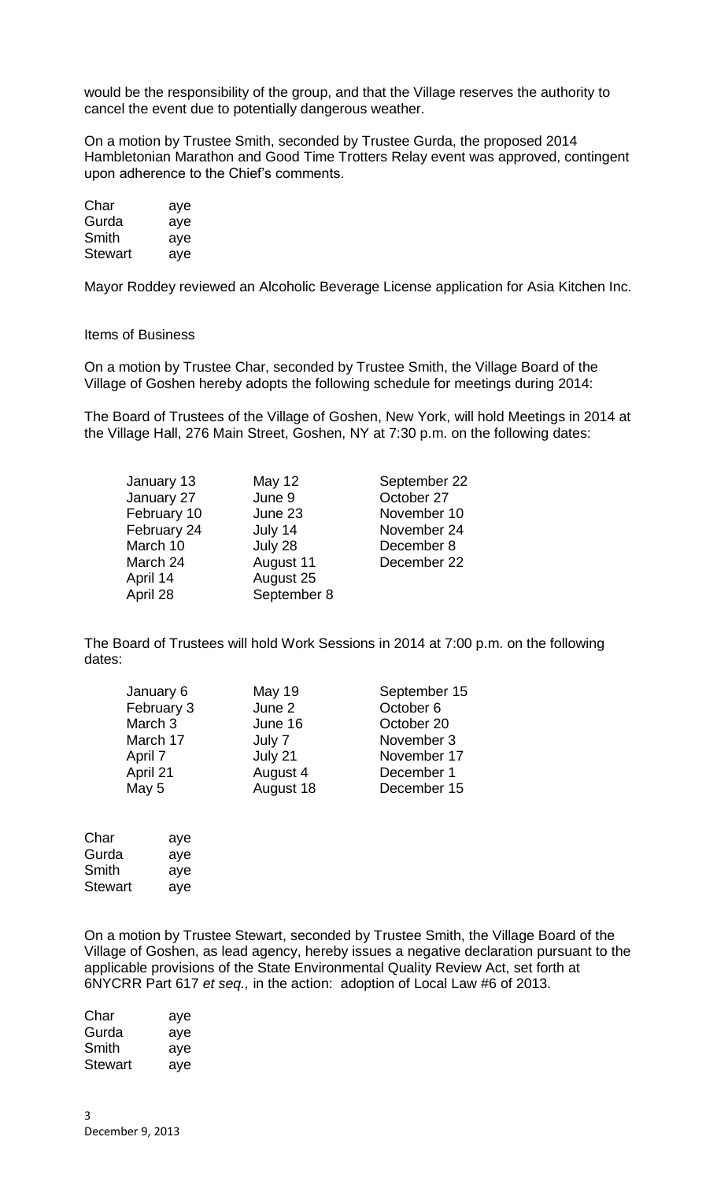would be the responsibility of the group, and that the Village reserves the authority to cancel the event due to potentially dangerous weather.

On a motion by Trustee Smith, seconded by Trustee Gurda, the proposed 2014 Hambletonian Marathon and Good Time Trotters Relay event was approved, contingent upon adherence to the Chief's comments.

| | |
|---|---|
| Char | aye |
| Gurda | aye |
| Smith | aye |
| Stewart | aye |

Mayor Roddey reviewed an Alcoholic Beverage License application for Asia Kitchen Inc.

Items of Business

On a motion by Trustee Char, seconded by Trustee Smith, the Village Board of the Village of Goshen hereby adopts the following schedule for meetings during 2014:

The Board of Trustees of the Village of Goshen, New York, will hold Meetings in 2014 at the Village Hall, 276 Main Street, Goshen, NY at 7:30 p.m. on the following dates:

| | | |
|---|---|---|
| January 13 | May 12 | September 22 |
| January 27 | June 9 | October 27 |
| February 10 | June 23 | November 10 |
| February 24 | July 14 | November 24 |
| March 10 | July 28 | December 8 |
| March 24 | August 11 | December 22 |
| April 14 | August 25 | |
| April 28 | September 8 | |

The Board of Trustees will hold Work Sessions in 2014 at 7:00 p.m. on the following dates:

| | | |
|---|---|---|
| January 6 | May 19 | September 15 |
| February 3 | June 2 | October 6 |
| March 3 | June 16 | October 20 |
| March 17 | July 7 | November 3 |
| April 7 | July 21 | November 17 |
| April 21 | August 4 | December 1 |
| May 5 | August 18 | December 15 |

| | |
|---|---|
| Char | aye |
| Gurda | aye |
| Smith | aye |
| Stewart | aye |

On a motion by Trustee Stewart, seconded by Trustee Smith, the Village Board of the Village of Goshen, as lead agency, hereby issues a negative declaration pursuant to the applicable provisions of the State Environmental Quality Review Act, set forth at 6NYCRR Part 617 *et seq.,* in the action: adoption of Local Law #6 of 2013.

| | |
|---|---|
| Char | aye |
| Gurda | aye |
| Smith | aye |
| Stewart | aye |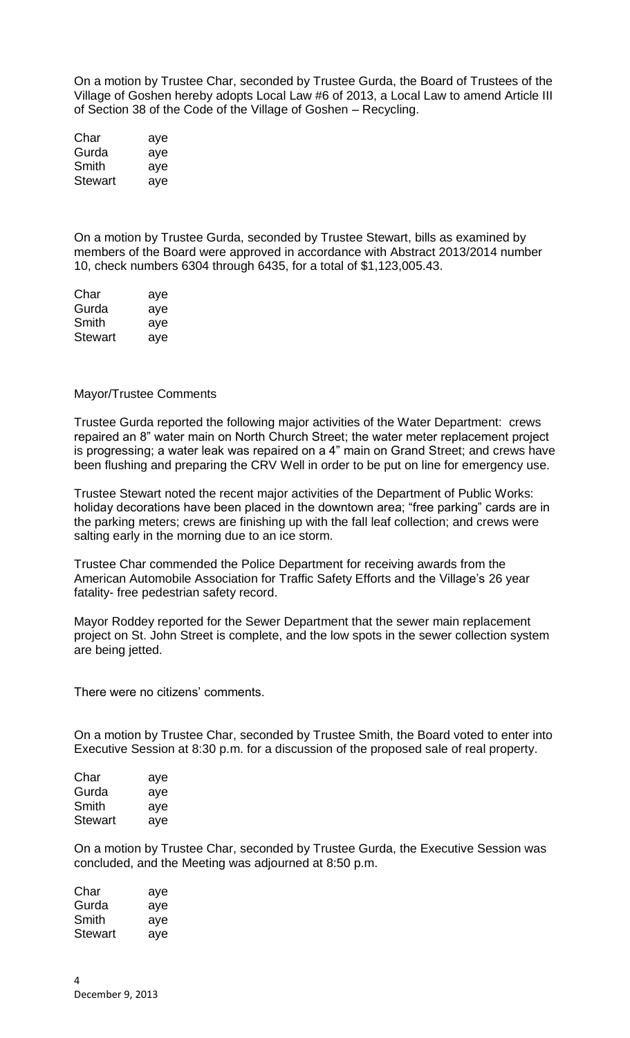On a motion by Trustee Char, seconded by Trustee Gurda, the Board of Trustees of the Village of Goshen hereby adopts Local Law #6 of 2013, a Local Law to amend Article III of Section 38 of the Code of the Village of Goshen – Recycling.

| | |
|---|---|
| Char | aye |
| Gurda | aye |
| Smith | aye |
| Stewart | aye |

On a motion by Trustee Gurda, seconded by Trustee Stewart, bills as examined by members of the Board were approved in accordance with Abstract 2013/2014 number 10, check numbers 6304 through 6435, for a total of $1,123,005.43.

| | |
|---|---|
| Char | aye |
| Gurda | aye |
| Smith | aye |
| Stewart | aye |

Mayor/Trustee Comments

Trustee Gurda reported the following major activities of the Water Department: crews repaired an 8" water main on North Church Street; the water meter replacement project is progressing; a water leak was repaired on a 4" main on Grand Street; and crews have been flushing and preparing the CRV Well in order to be put on line for emergency use.

Trustee Stewart noted the recent major activities of the Department of Public Works: holiday decorations have been placed in the downtown area; "free parking" cards are in the parking meters; crews are finishing up with the fall leaf collection; and crews were salting early in the morning due to an ice storm.

Trustee Char commended the Police Department for receiving awards from the American Automobile Association for Traffic Safety Efforts and the Village's 26 year fatality- free pedestrian safety record.

Mayor Roddey reported for the Sewer Department that the sewer main replacement project on St. John Street is complete, and the low spots in the sewer collection system are being jetted.

There were no citizens' comments.

On a motion by Trustee Char, seconded by Trustee Smith, the Board voted to enter into Executive Session at 8:30 p.m. for a discussion of the proposed sale of real property.

| | |
|---|---|
| Char | aye |
| Gurda | aye |
| Smith | aye |
| Stewart | aye |

On a motion by Trustee Char, seconded by Trustee Gurda, the Executive Session was concluded, and the Meeting was adjourned at 8:50 p.m.

| | |
|---|---|
| Char | aye |
| Gurda | aye |
| Smith | aye |
| Stewart | aye |

December 9, 2013